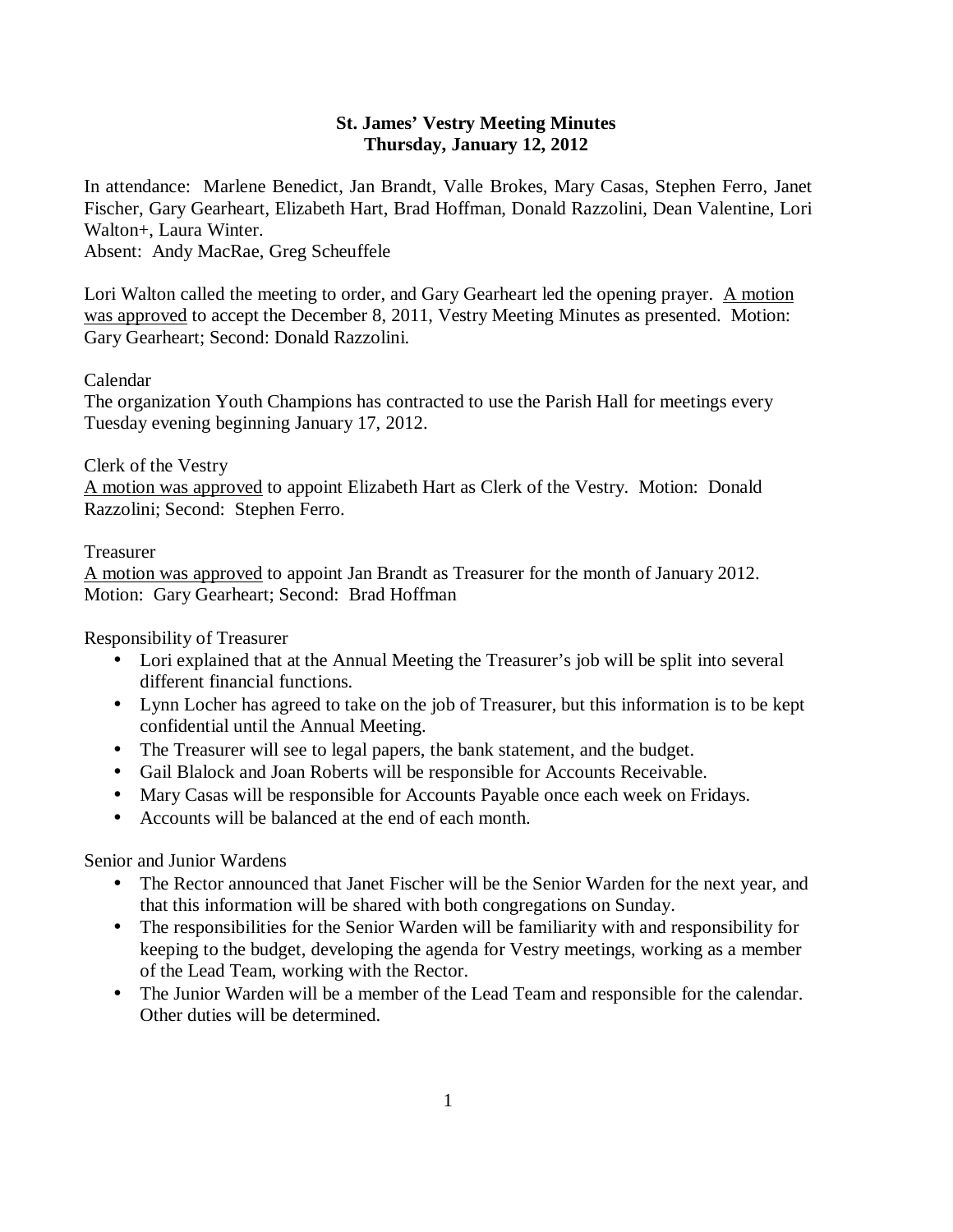**St. James' Vestry Meeting Minutes**
**Thursday, January 12, 2012**

In attendance: Marlene Benedict, Jan Brandt, Valle Brokes, Mary Casas, Stephen Ferro, Janet Fischer, Gary Gearheart, Elizabeth Hart, Brad Hoffman, Donald Razzolini, Dean Valentine, Lori Walton+, Laura Winter.
Absent: Andy MacRae, Greg Scheuffele

Lori Walton called the meeting to order, and Gary Gearheart led the opening prayer. <u>A motion was approved</u> to accept the December 8, 2011, Vestry Meeting Minutes as presented. Motion: Gary Gearheart; Second: Donald Razzolini.

Calendar
The organization Youth Champions has contracted to use the Parish Hall for meetings every Tuesday evening beginning January 17, 2012.

Clerk of the Vestry
<u>A motion was approved</u> to appoint Elizabeth Hart as Clerk of the Vestry. Motion: Donald Razzolini; Second: Stephen Ferro.

Treasurer
<u>A motion was approved</u> to appoint Jan Brandt as Treasurer for the month of January 2012. Motion: Gary Gearheart; Second: Brad Hoffman

Responsibility of Treasurer

- Lori explained that at the Annual Meeting the Treasurer's job will be split into several different financial functions.
- Lynn Locher has agreed to take on the job of Treasurer, but this information is to be kept confidential until the Annual Meeting.
- The Treasurer will see to legal papers, the bank statement, and the budget.
- Gail Blalock and Joan Roberts will be responsible for Accounts Receivable.
- Mary Casas will be responsible for Accounts Payable once each week on Fridays.
- Accounts will be balanced at the end of each month.

Senior and Junior Wardens

- The Rector announced that Janet Fischer will be the Senior Warden for the next year, and that this information will be shared with both congregations on Sunday.
- The responsibilities for the Senior Warden will be familiarity with and responsibility for keeping to the budget, developing the agenda for Vestry meetings, working as a member of the Lead Team, working with the Rector.
- The Junior Warden will be a member of the Lead Team and responsible for the calendar. Other duties will be determined.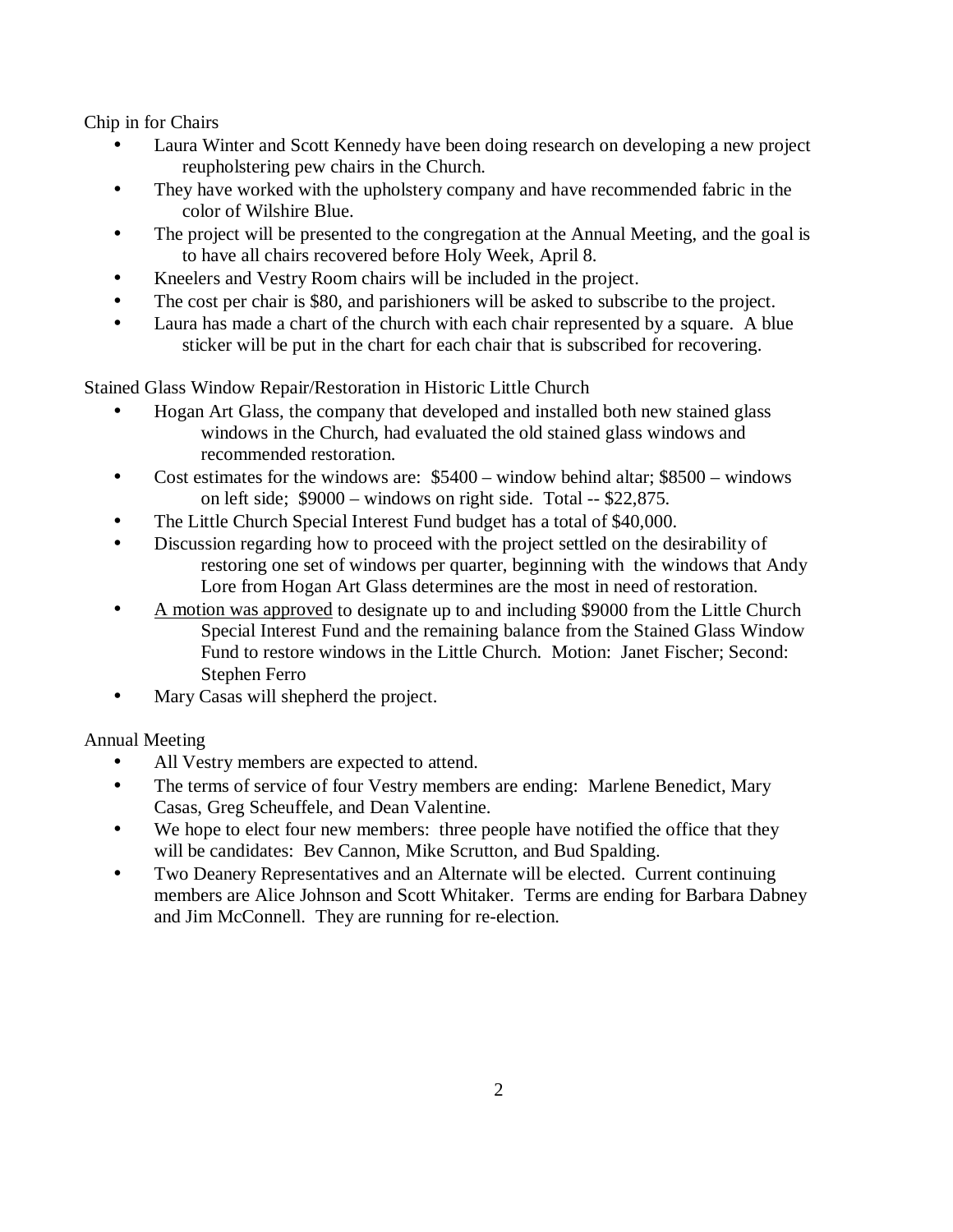Chip in for Chairs

- Laura Winter and Scott Kennedy have been doing research on developing a new project reupholstering pew chairs in the Church.
- They have worked with the upholstery company and have recommended fabric in the color of Wilshire Blue.
- The project will be presented to the congregation at the Annual Meeting, and the goal is to have all chairs recovered before Holy Week, April 8.
- Kneelers and Vestry Room chairs will be included in the project.
- The cost per chair is $80, and parishioners will be asked to subscribe to the project.
- Laura has made a chart of the church with each chair represented by a square. A blue sticker will be put in the chart for each chair that is subscribed for recovering.

Stained Glass Window Repair/Restoration in Historic Little Church

- Hogan Art Glass, the company that developed and installed both new stained glass windows in the Church, had evaluated the old stained glass windows and recommended restoration.
- Cost estimates for the windows are: $5400 – window behind altar; $8500 – windows on left side; $9000 – windows on right side. Total -- $22,875.
- The Little Church Special Interest Fund budget has a total of $40,000.
- Discussion regarding how to proceed with the project settled on the desirability of restoring one set of windows per quarter, beginning with the windows that Andy Lore from Hogan Art Glass determines are the most in need of restoration.
- <u>A motion was approved</u> to designate up to and including $9000 from the Little Church Special Interest Fund and the remaining balance from the Stained Glass Window Fund to restore windows in the Little Church. Motion: Janet Fischer; Second: Stephen Ferro
- Mary Casas will shepherd the project.

Annual Meeting

- All Vestry members are expected to attend.
- The terms of service of four Vestry members are ending: Marlene Benedict, Mary Casas, Greg Scheuffele, and Dean Valentine.
- We hope to elect four new members: three people have notified the office that they will be candidates: Bev Cannon, Mike Scrutton, and Bud Spalding.
- Two Deanery Representatives and an Alternate will be elected. Current continuing members are Alice Johnson and Scott Whitaker. Terms are ending for Barbara Dabney and Jim McConnell. They are running for re-election.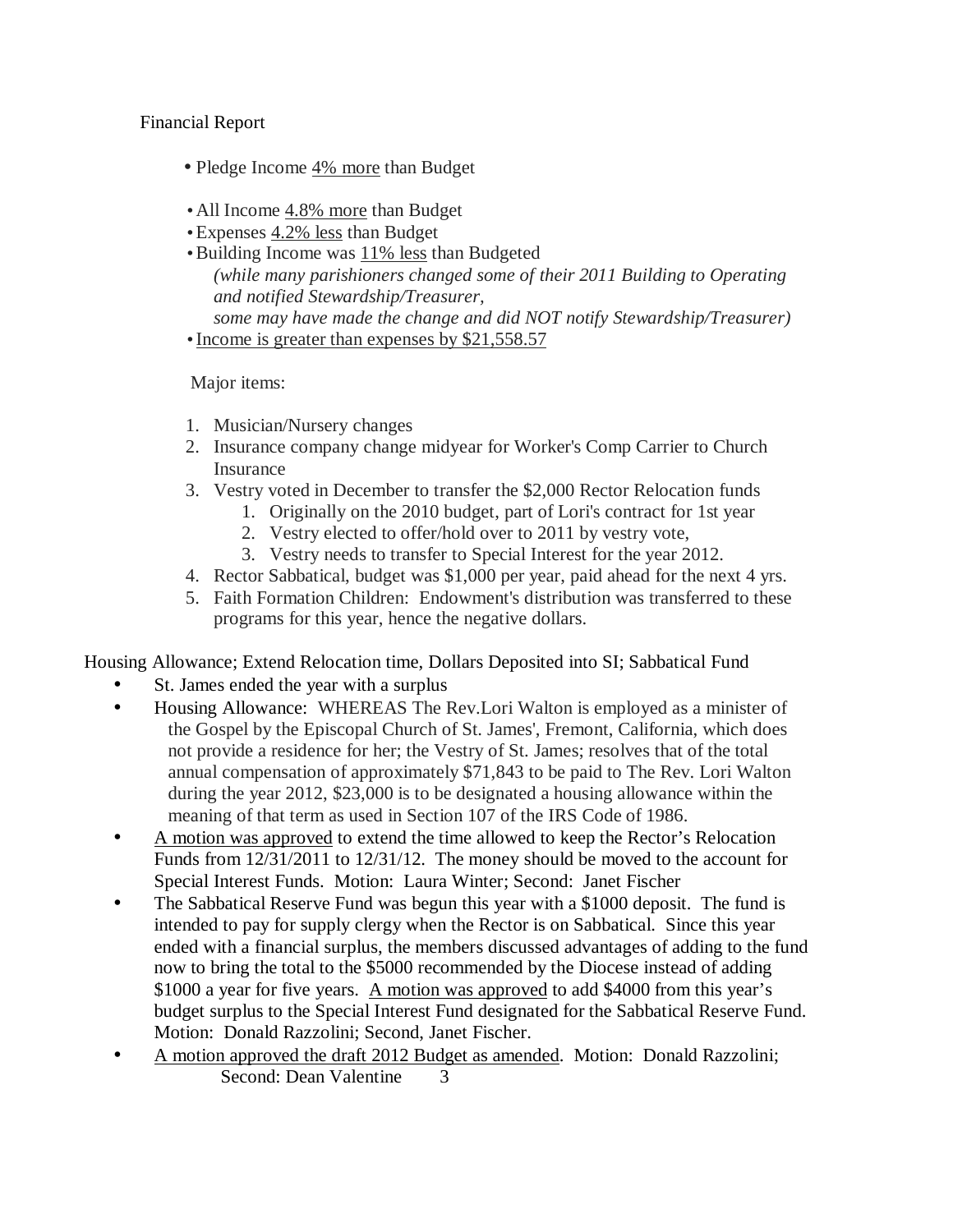Financial Report

- Pledge Income <u>4% more</u> than Budget

- All Income <u>4.8% more</u> than Budget
- Expenses <u>4.2% less</u> than Budget
- Building Income was <u>11% less</u> than Budgeted
  *(while many parishioners changed some of their 2011 Building to Operating and notified Stewardship/Treasurer,*
  *some may have made the change and did NOT notify Stewardship/Treasurer)*
- <u>Income is greater than expenses by $21,558.57</u>

Major items:

1. Musician/Nursery changes
2. Insurance company change midyear for Worker's Comp Carrier to Church Insurance
3. Vestry voted in December to transfer the $2,000 Rector Relocation funds
   1. Originally on the 2010 budget, part of Lori's contract for 1st year
   2. Vestry elected to offer/hold over to 2011 by vestry vote,
   3. Vestry needs to transfer to Special Interest for the year 2012.
4. Rector Sabbatical, budget was $1,000 per year, paid ahead for the next 4 yrs.
5. Faith Formation Children: Endowment's distribution was transferred to these programs for this year, hence the negative dollars.

Housing Allowance; Extend Relocation time, Dollars Deposited into SI; Sabbatical Fund

- St. James ended the year with a surplus
- Housing Allowance: WHEREAS The Rev.Lori Walton is employed as a minister of the Gospel by the Episcopal Church of St. James', Fremont, California, which does not provide a residence for her; the Vestry of St. James; resolves that of the total annual compensation of approximately $71,843 to be paid to The Rev. Lori Walton during the year 2012, $23,000 is to be designated a housing allowance within the meaning of that term as used in Section 107 of the IRS Code of 1986.
- <u>A motion was approved</u> to extend the time allowed to keep the Rector's Relocation Funds from 12/31/2011 to 12/31/12. The money should be moved to the account for Special Interest Funds. Motion: Laura Winter; Second: Janet Fischer
- The Sabbatical Reserve Fund was begun this year with a $1000 deposit. The fund is intended to pay for supply clergy when the Rector is on Sabbatical. Since this year ended with a financial surplus, the members discussed advantages of adding to the fund now to bring the total to the $5000 recommended by the Diocese instead of adding $1000 a year for five years. <u>A motion was approved</u> to add $4000 from this year's budget surplus to the Special Interest Fund designated for the Sabbatical Reserve Fund. Motion: Donald Razzolini; Second, Janet Fischer.
- <u>A motion approved the draft 2012 Budget as amended</u>. Motion: Donald Razzolini; Second: Dean Valentine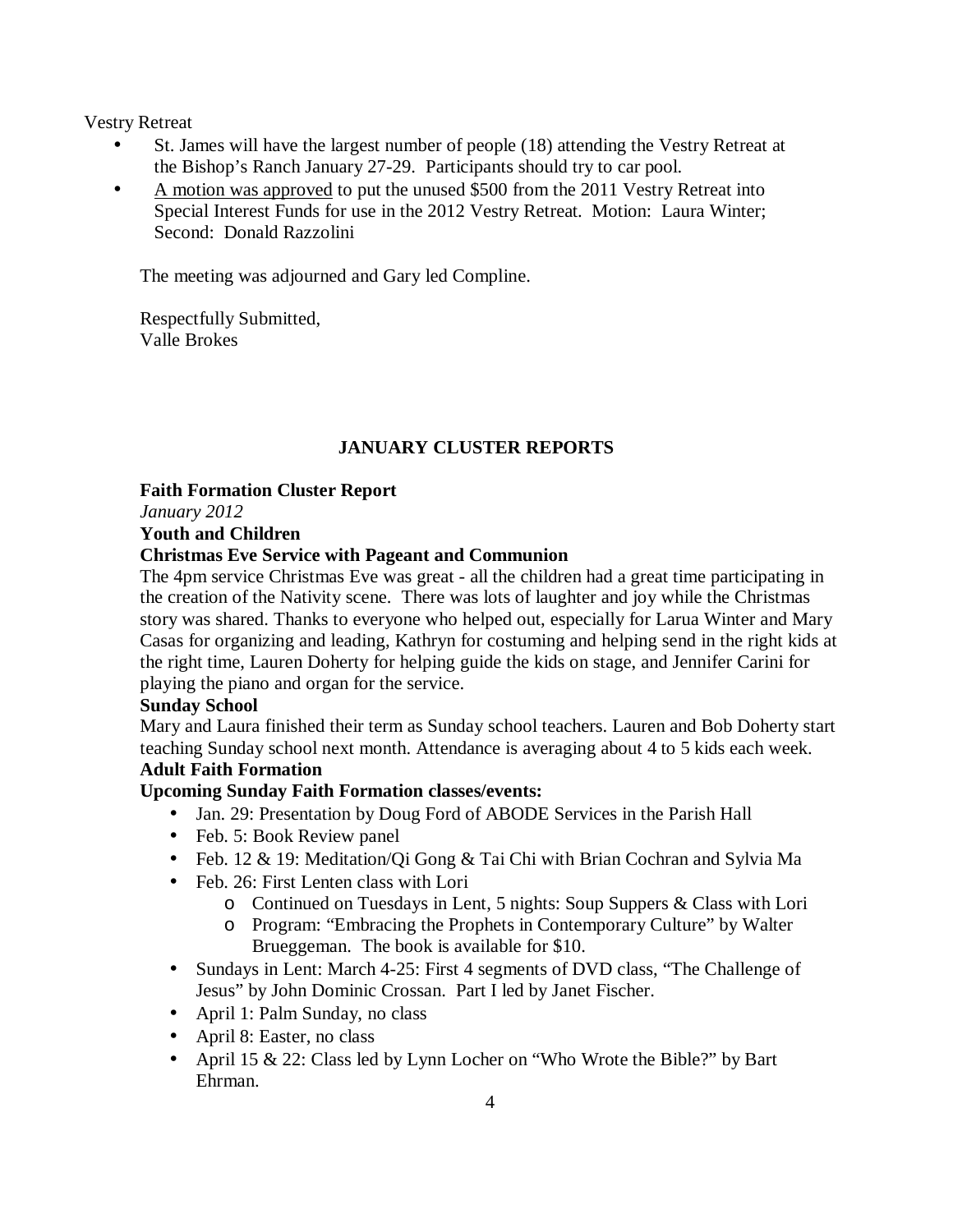Vestry Retreat

- St. James will have the largest number of people (18) attending the Vestry Retreat at the Bishop's Ranch January 27-29. Participants should try to car pool.
- A motion was approved to put the unused $500 from the 2011 Vestry Retreat into Special Interest Funds for use in the 2012 Vestry Retreat. Motion: Laura Winter; Second: Donald Razzolini

The meeting was adjourned and Gary led Compline.

Respectfully Submitted,
Valle Brokes

## JANUARY CLUSTER REPORTS

**Faith Formation Cluster Report**

*January 2012*

**Youth and Children**

**Christmas Eve Service with Pageant and Communion**

The 4pm service Christmas Eve was great - all the children had a great time participating in the creation of the Nativity scene. There was lots of laughter and joy while the Christmas story was shared. Thanks to everyone who helped out, especially for Larua Winter and Mary Casas for organizing and leading, Kathryn for costuming and helping send in the right kids at the right time, Lauren Doherty for helping guide the kids on stage, and Jennifer Carini for playing the piano and organ for the service.

**Sunday School**

Mary and Laura finished their term as Sunday school teachers. Lauren and Bob Doherty start teaching Sunday school next month. Attendance is averaging about 4 to 5 kids each week.

**Adult Faith Formation**

**Upcoming Sunday Faith Formation classes/events:**

- Jan. 29: Presentation by Doug Ford of ABODE Services in the Parish Hall
- Feb. 5: Book Review panel
- Feb. 12 & 19: Meditation/Qi Gong & Tai Chi with Brian Cochran and Sylvia Ma
- Feb. 26: First Lenten class with Lori
  - Continued on Tuesdays in Lent, 5 nights: Soup Suppers & Class with Lori
  - Program: "Embracing the Prophets in Contemporary Culture" by Walter Brueggeman. The book is available for $10.
- Sundays in Lent: March 4-25: First 4 segments of DVD class, "The Challenge of Jesus" by John Dominic Crossan. Part I led by Janet Fischer.
- April 1: Palm Sunday, no class
- April 8: Easter, no class
- April 15 & 22: Class led by Lynn Locher on "Who Wrote the Bible?" by Bart Ehrman.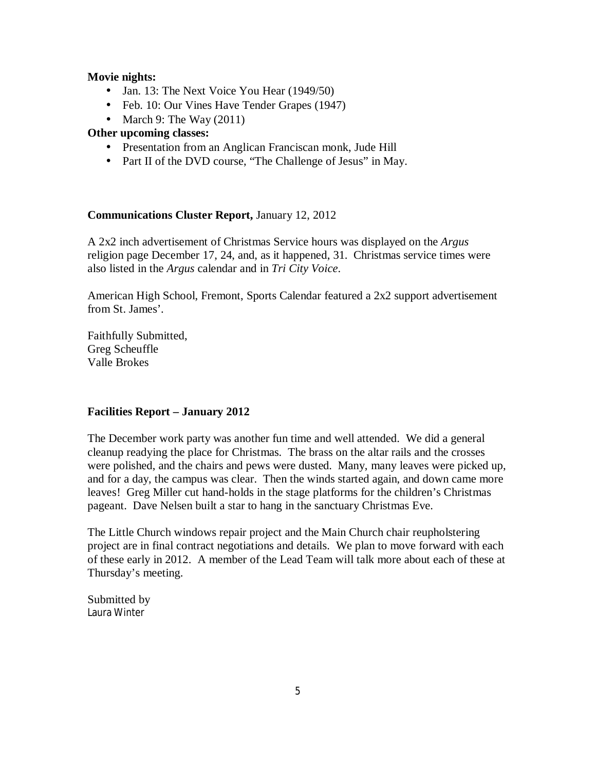**Movie nights:**

- Jan. 13: The Next Voice You Hear (1949/50)
- Feb. 10: Our Vines Have Tender Grapes (1947)
- March 9: The Way (2011)

**Other upcoming classes:**

- Presentation from an Anglican Franciscan monk, Jude Hill
- Part II of the DVD course, “The Challenge of Jesus” in May.

**Communications Cluster Report,** January 12, 2012

A 2x2 inch advertisement of Christmas Service hours was displayed on the *Argus* religion page December 17, 24, and, as it happened, 31. Christmas service times were also listed in the *Argus* calendar and in *Tri City Voice*.

American High School, Fremont, Sports Calendar featured a 2x2 support advertisement from St. James’.

Faithfully Submitted,
Greg Scheuffle
Valle Brokes

**Facilities Report – January 2012**

The December work party was another fun time and well attended. We did a general cleanup readying the place for Christmas. The brass on the altar rails and the crosses were polished, and the chairs and pews were dusted. Many, many leaves were picked up, and for a day, the campus was clear. Then the winds started again, and down came more leaves! Greg Miller cut hand-holds in the stage platforms for the children’s Christmas pageant. Dave Nelsen built a star to hang in the sanctuary Christmas Eve.

The Little Church windows repair project and the Main Church chair reupholstering project are in final contract negotiations and details. We plan to move forward with each of these early in 2012. A member of the Lead Team will talk more about each of these at Thursday’s meeting.

Submitted by
Laura Winter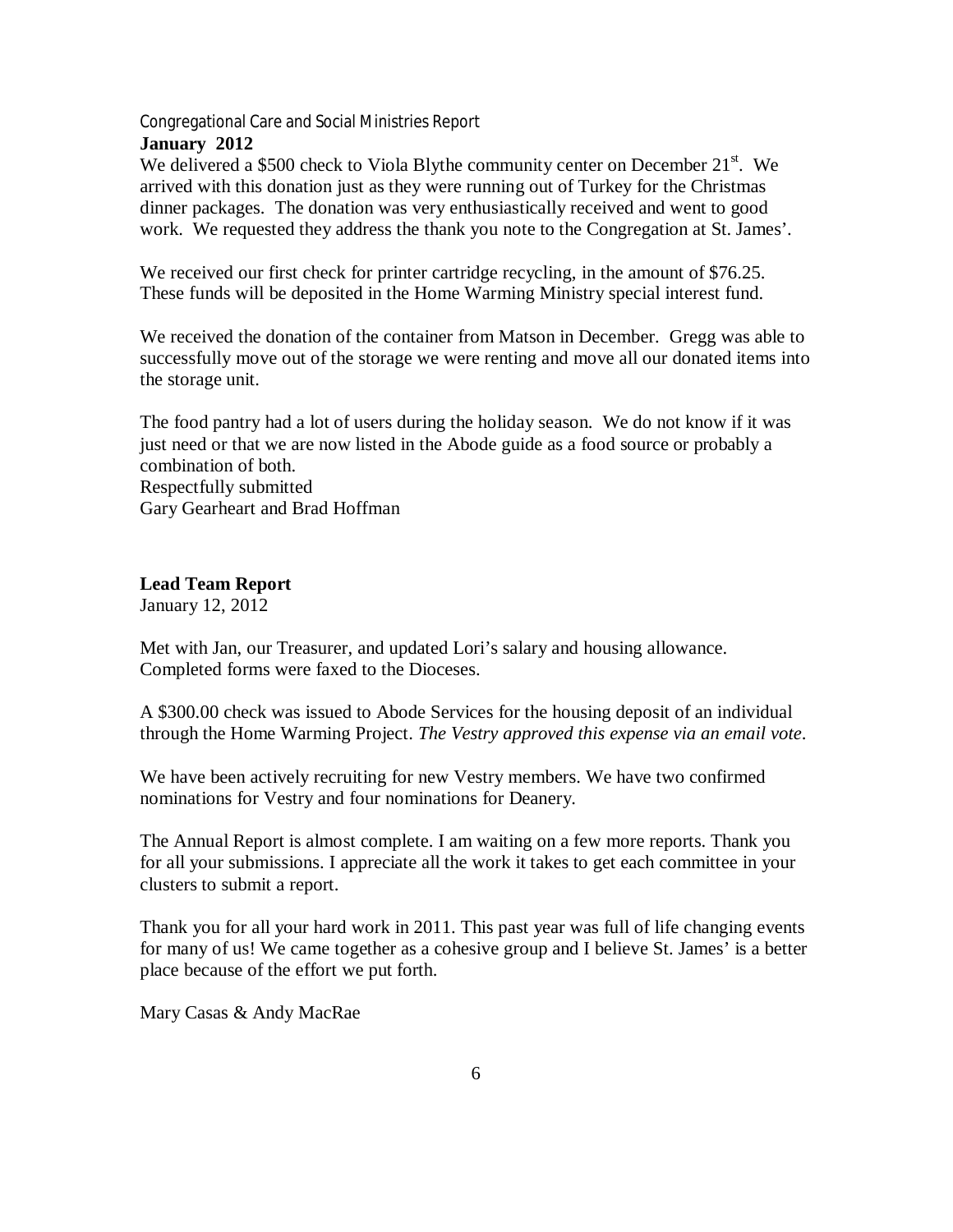## Congregational Care and Social Ministries Report

**January 2012**

We delivered a \$500 check to Viola Blythe community center on December 21st. We arrived with this donation just as they were running out of Turkey for the Christmas dinner packages. The donation was very enthusiastically received and went to good work. We requested they address the thank you note to the Congregation at St. James'.

We received our first check for printer cartridge recycling, in the amount of \$76.25. These funds will be deposited in the Home Warming Ministry special interest fund.

We received the donation of the container from Matson in December. Gregg was able to successfully move out of the storage we were renting and move all our donated items into the storage unit.

The food pantry had a lot of users during the holiday season. We do not know if it was just need or that we are now listed in the Abode guide as a food source or probably a combination of both.

Respectfully submitted
Gary Gearheart and Brad Hoffman

## Lead Team Report

January 12, 2012

Met with Jan, our Treasurer, and updated Lori's salary and housing allowance. Completed forms were faxed to the Dioceses.

A \$300.00 check was issued to Abode Services for the housing deposit of an individual through the Home Warming Project. *The Vestry approved this expense via an email vote*.

We have been actively recruiting for new Vestry members. We have two confirmed nominations for Vestry and four nominations for Deanery.

The Annual Report is almost complete. I am waiting on a few more reports. Thank you for all your submissions. I appreciate all the work it takes to get each committee in your clusters to submit a report.

Thank you for all your hard work in 2011. This past year was full of life changing events for many of us! We came together as a cohesive group and I believe St. James' is a better place because of the effort we put forth.

Mary Casas & Andy MacRae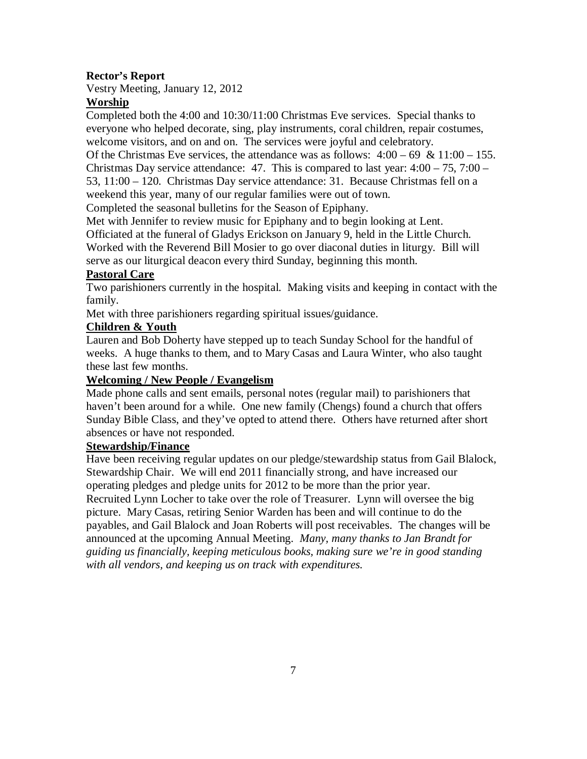**Rector's Report**

Vestry Meeting, January 12, 2012

**Worship**

Completed both the 4:00 and 10:30/11:00 Christmas Eve services. Special thanks to everyone who helped decorate, sing, play instruments, coral children, repair costumes, welcome visitors, and on and on. The services were joyful and celebratory.

Of the Christmas Eve services, the attendance was as follows: 4:00 – 69 & 11:00 – 155. Christmas Day service attendance: 47. This is compared to last year: 4:00 – 75, 7:00 – 53, 11:00 – 120. Christmas Day service attendance: 31. Because Christmas fell on a weekend this year, many of our regular families were out of town.

Completed the seasonal bulletins for the Season of Epiphany.

Met with Jennifer to review music for Epiphany and to begin looking at Lent.

Officiated at the funeral of Gladys Erickson on January 9, held in the Little Church.

Worked with the Reverend Bill Mosier to go over diaconal duties in liturgy. Bill will serve as our liturgical deacon every third Sunday, beginning this month.

**Pastoral Care**

Two parishioners currently in the hospital. Making visits and keeping in contact with the family.

Met with three parishioners regarding spiritual issues/guidance.

**Children & Youth**

Lauren and Bob Doherty have stepped up to teach Sunday School for the handful of weeks. A huge thanks to them, and to Mary Casas and Laura Winter, who also taught these last few months.

**Welcoming / New People / Evangelism**

Made phone calls and sent emails, personal notes (regular mail) to parishioners that haven't been around for a while. One new family (Chengs) found a church that offers Sunday Bible Class, and they've opted to attend there. Others have returned after short absences or have not responded.

**Stewardship/Finance**

Have been receiving regular updates on our pledge/stewardship status from Gail Blalock, Stewardship Chair. We will end 2011 financially strong, and have increased our operating pledges and pledge units for 2012 to be more than the prior year.

Recruited Lynn Locher to take over the role of Treasurer. Lynn will oversee the big picture. Mary Casas, retiring Senior Warden has been and will continue to do the payables, and Gail Blalock and Joan Roberts will post receivables. The changes will be announced at the upcoming Annual Meeting. *Many, many thanks to Jan Brandt for guiding us financially, keeping meticulous books, making sure we're in good standing with all vendors, and keeping us on track with expenditures.*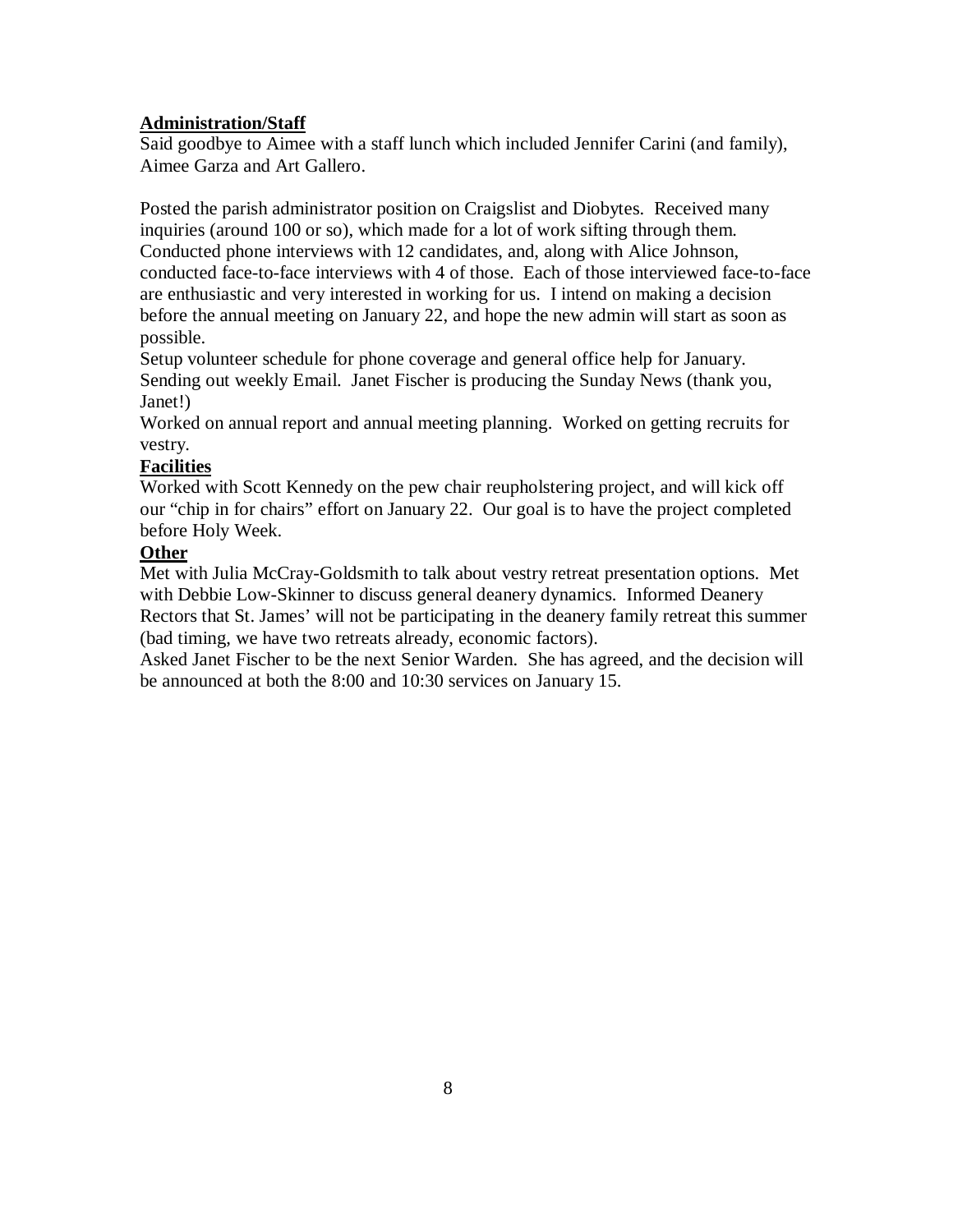**Administration/Staff**

Said goodbye to Aimee with a staff lunch which included Jennifer Carini (and family), Aimee Garza and Art Gallero.

Posted the parish administrator position on Craigslist and Diobytes. Received many inquiries (around 100 or so), which made for a lot of work sifting through them. Conducted phone interviews with 12 candidates, and, along with Alice Johnson, conducted face-to-face interviews with 4 of those. Each of those interviewed face-to-face are enthusiastic and very interested in working for us. I intend on making a decision before the annual meeting on January 22, and hope the new admin will start as soon as possible.

Setup volunteer schedule for phone coverage and general office help for January.

Sending out weekly Email. Janet Fischer is producing the Sunday News (thank you, Janet!)

Worked on annual report and annual meeting planning. Worked on getting recruits for vestry.

**Facilities**

Worked with Scott Kennedy on the pew chair reupholstering project, and will kick off our "chip in for chairs" effort on January 22. Our goal is to have the project completed before Holy Week.

**Other**

Met with Julia McCray-Goldsmith to talk about vestry retreat presentation options. Met with Debbie Low-Skinner to discuss general deanery dynamics. Informed Deanery Rectors that St. James' will not be participating in the deanery family retreat this summer (bad timing, we have two retreats already, economic factors).

Asked Janet Fischer to be the next Senior Warden. She has agreed, and the decision will be announced at both the 8:00 and 10:30 services on January 15.